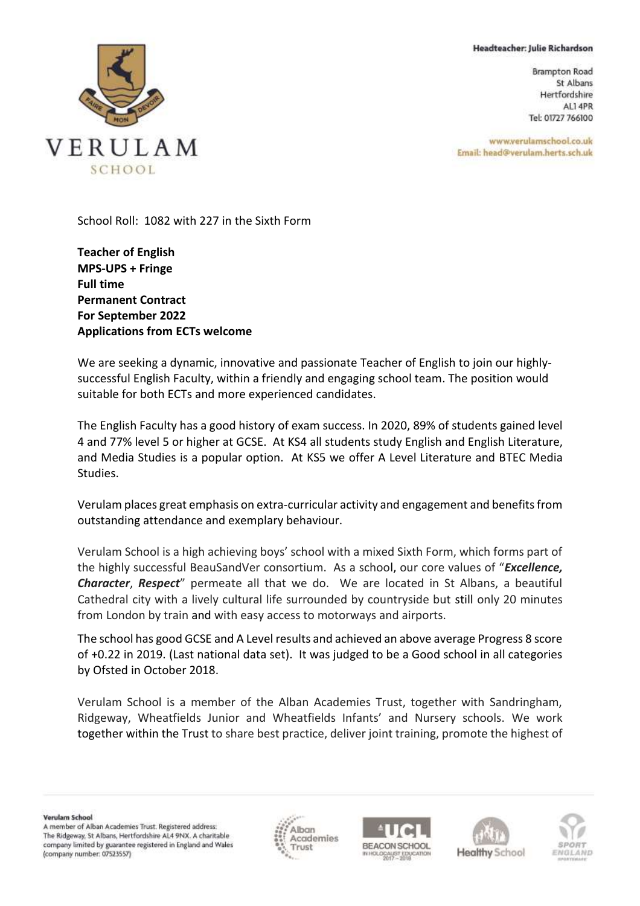**Headteacher: Julie Richardson**

Brampton Road
St Albans
Hertfordshire
AL1 4PR
Tel: 01727 766100

www.verulamschool.co.uk
Email: head@verulam.herts.sch.uk

VERULAM SCHOOL

School Roll: 1082 with 227 in the Sixth Form

**Teacher of English**
**MPS-UPS + Fringe**
**Full time**
**Permanent Contract**
**For September 2022**
**Applications from ECTs welcome**

We are seeking a dynamic, innovative and passionate Teacher of English to join our highly-successful English Faculty, within a friendly and engaging school team. The position would suitable for both ECTs and more experienced candidates.

The English Faculty has a good history of exam success. In 2020, 89% of students gained level 4 and 77% level 5 or higher at GCSE. At KS4 all students study English and English Literature, and Media Studies is a popular option. At KS5 we offer A Level Literature and BTEC Media Studies.

Verulam places great emphasis on extra-curricular activity and engagement and benefits from outstanding attendance and exemplary behaviour.

Verulam School is a high achieving boys' school with a mixed Sixth Form, which forms part of the highly successful BeauSandVer consortium. As a school, our core values of "***Excellence, Character***, ***Respect***" permeate all that we do. We are located in St Albans, a beautiful Cathedral city with a lively cultural life surrounded by countryside but still only 20 minutes from London by train and with easy access to motorways and airports.

The school has good GCSE and A Level results and achieved an above average Progress 8 score of +0.22 in 2019. (Last national data set). It was judged to be a Good school in all categories by Ofsted in October 2018.

Verulam School is a member of the Alban Academies Trust, together with Sandringham, Ridgeway, Wheatfields Junior and Wheatfields Infants' and Nursery schools. We work together within the Trust to share best practice, deliver joint training, promote the highest of

**Verulam School**
A member of Alban Academies Trust. Registered address: The Ridgeway, St Albans, Hertfordshire AL4 9NX. A charitable company limited by guarantee registered in England and Wales (company number: 07523557)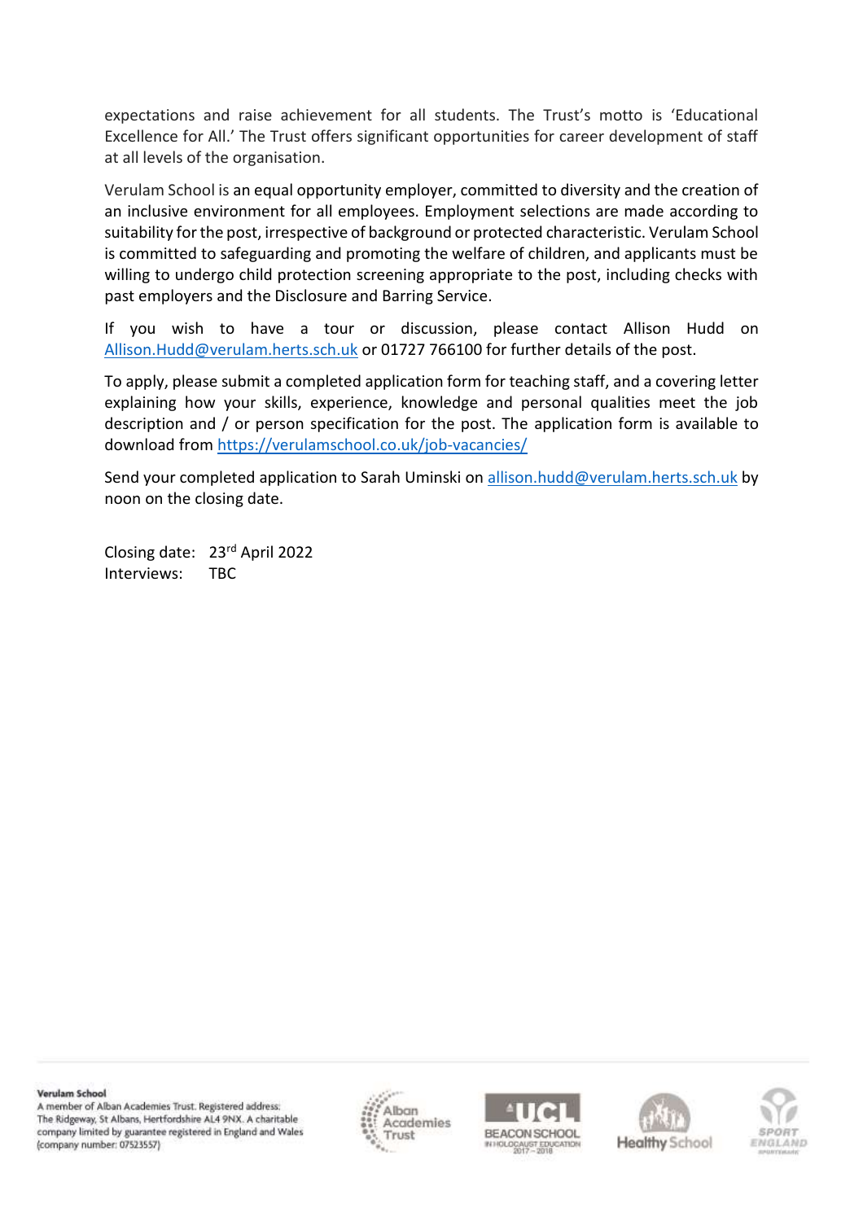expectations and raise achievement for all students. The Trust's motto is 'Educational Excellence for All.' The Trust offers significant opportunities for career development of staff at all levels of the organisation.

Verulam School is an equal opportunity employer, committed to diversity and the creation of an inclusive environment for all employees. Employment selections are made according to suitability for the post, irrespective of background or protected characteristic. Verulam School is committed to safeguarding and promoting the welfare of children, and applicants must be willing to undergo child protection screening appropriate to the post, including checks with past employers and the Disclosure and Barring Service.

If you wish to have a tour or discussion, please contact Allison Hudd on Allison.Hudd@verulam.herts.sch.uk or 01727 766100 for further details of the post.

To apply, please submit a completed application form for teaching staff, and a covering letter explaining how your skills, experience, knowledge and personal qualities meet the job description and / or person specification for the post. The application form is available to download from https://verulamschool.co.uk/job-vacancies/

Send your completed application to Sarah Uminski on allison.hudd@verulam.herts.sch.uk by noon on the closing date.

Closing date: 23rd April 2022
Interviews: TBC

**Verulam School**
A member of Alban Academies Trust. Registered address: The Ridgeway, St Albans, Hertfordshire AL4 9NX. A charitable company limited by guarantee registered in England and Wales (company number: 07523557)